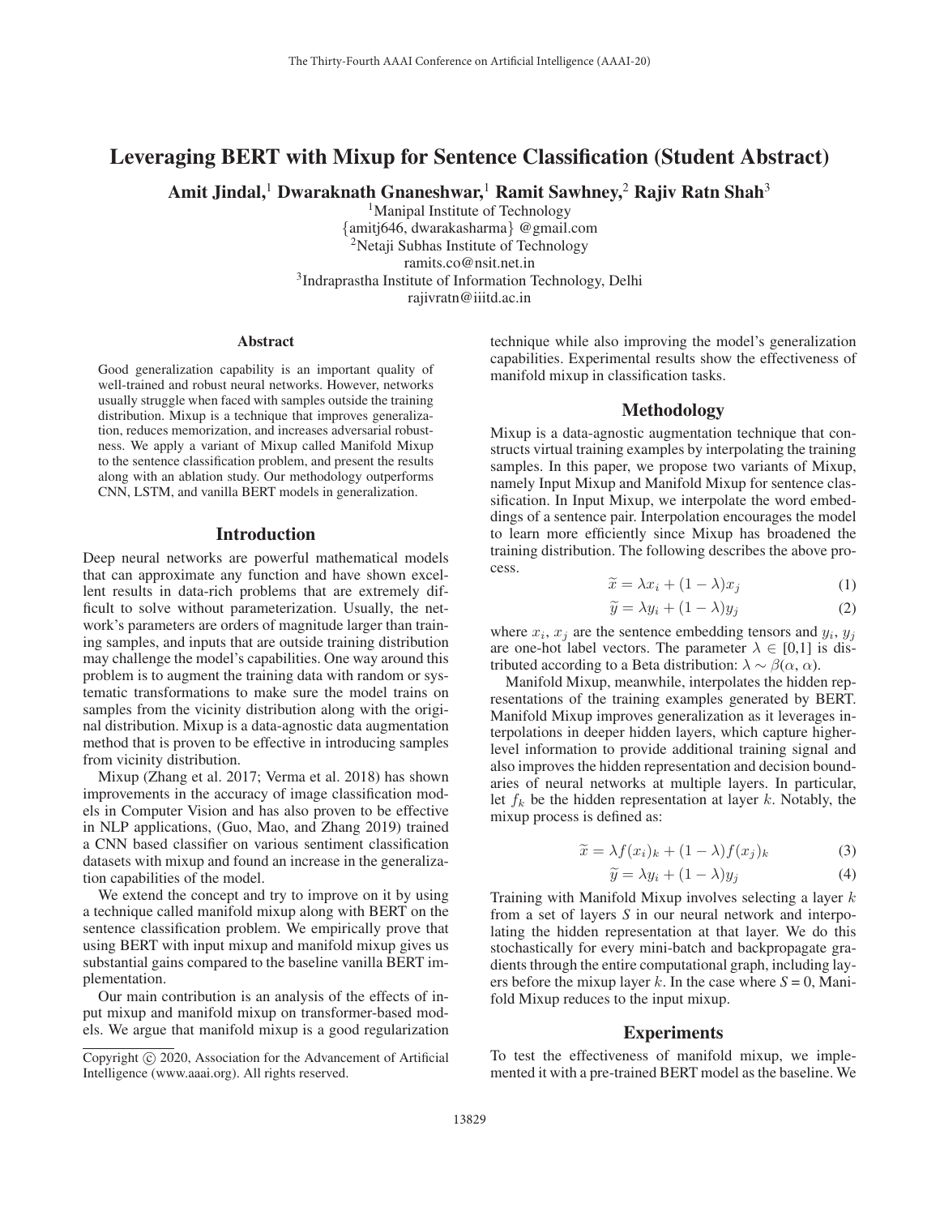# Leveraging BERT with Mixup for Sentence Classification (Student Abstract)

**Amit Jindal,[1] Dwaraknath Gnaneshwar,[1] Ramit Sawhney,[2] Rajiv Ratn Shah[3]**

[1]Manipal Institute of Technology
{amitj646, dwarakasharma} @gmail.com
[2]Netaji Subhas Institute of Technology
ramits.co@nsit.net.in
[3]Indraprastha Institute of Information Technology, Delhi
rajivratn@iiitd.ac.in

## Abstract

Good generalization capability is an important quality of well-trained and robust neural networks. However, networks usually struggle when faced with samples outside the training distribution. Mixup is a technique that improves generalization, reduces memorization, and increases adversarial robustness. We apply a variant of Mixup called Manifold Mixup to the sentence classification problem, and present the results along with an ablation study. Our methodology outperforms CNN, LSTM, and vanilla BERT models in generalization.

## Introduction

Deep neural networks are powerful mathematical models that can approximate any function and have shown excellent results in data-rich problems that are extremely difficult to solve without parameterization. Usually, the network's parameters are orders of magnitude larger than training samples, and inputs that are outside training distribution may challenge the model's capabilities. One way around this problem is to augment the training data with random or systematic transformations to make sure the model trains on samples from the vicinity distribution along with the original distribution. Mixup is a data-agnostic data augmentation method that is proven to be effective in introducing samples from vicinity distribution.

Mixup (Zhang et al. 2017; Verma et al. 2018) has shown improvements in the accuracy of image classification models in Computer Vision and has also proven to be effective in NLP applications, (Guo, Mao, and Zhang 2019) trained a CNN based classifier on various sentiment classification datasets with mixup and found an increase in the generalization capabilities of the model.

We extend the concept and try to improve on it by using a technique called manifold mixup along with BERT on the sentence classification problem. We empirically prove that using BERT with input mixup and manifold mixup gives us substantial gains compared to the baseline vanilla BERT implementation.

Our main contribution is an analysis of the effects of input mixup and manifold mixup on transformer-based models. We argue that manifold mixup is a good regularization technique while also improving the model's generalization capabilities. Experimental results show the effectiveness of manifold mixup in classification tasks.

Copyright © 2020, Association for the Advancement of Artificial Intelligence (www.aaai.org). All rights reserved.

## Methodology

Mixup is a data-agnostic augmentation technique that constructs virtual training examples by interpolating the training samples. In this paper, we propose two variants of Mixup, namely Input Mixup and Manifold Mixup for sentence classification. In Input Mixup, we interpolate the word embeddings of a sentence pair. Interpolation encourages the model to learn more efficiently since Mixup has broadened the training distribution. The following describes the above process.

$$\widetilde{x} = \lambda x_i + (1 - \lambda) x_j \tag{1}$$

$$\widetilde{y} = \lambda y_i + (1 - \lambda) y_j \tag{2}$$

where $x_i$, $x_j$ are the sentence embedding tensors and $y_i$, $y_j$ are one-hot label vectors. The parameter $\lambda \in [0,1]$ is distributed according to a Beta distribution: $\lambda \sim \beta(\alpha, \alpha)$.

Manifold Mixup, meanwhile, interpolates the hidden representations of the training examples generated by BERT. Manifold Mixup improves generalization as it leverages interpolations in deeper hidden layers, which capture higher-level information to provide additional training signal and also improves the hidden representation and decision boundaries of neural networks at multiple layers. In particular, let $f_k$ be the hidden representation at layer $k$. Notably, the mixup process is defined as:

$$\widetilde{x} = \lambda f(x_i)_k + (1 - \lambda) f(x_j)_k \tag{3}$$

$$\widetilde{y} = \lambda y_i + (1 - \lambda) y_j \tag{4}$$

Training with Manifold Mixup involves selecting a layer $k$ from a set of layers $S$ in our neural network and interpolating the hidden representation at that layer. We do this stochastically for every mini-batch and backpropagate gradients through the entire computational graph, including layers before the mixup layer $k$. In the case where $S = 0$, Manifold Mixup reduces to the input mixup.

## Experiments

To test the effectiveness of manifold mixup, we implemented it with a pre-trained BERT model as the baseline. We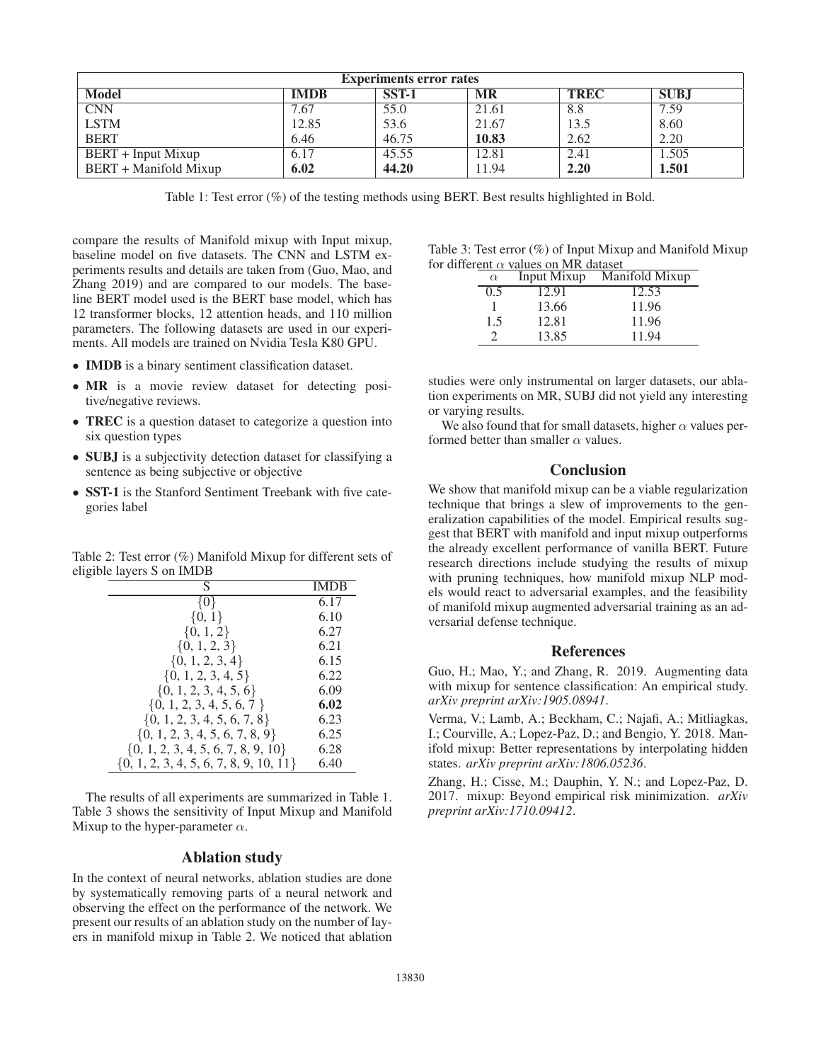| Experiments error rates | | | | | |
|---|---|---|---|---|---|
| **Model** | **IMDB** | **SST-1** | **MR** | **TREC** | **SUBJ** |
| CNN | 7.67 | 55.0 | 21.61 | 8.8 | 7.59 |
| LSTM | 12.85 | 53.6 | 21.67 | 13.5 | 8.60 |
| BERT | 6.46 | 46.75 | **10.83** | 2.62 | 2.20 |
| BERT + Input Mixup | 6.17 | 45.55 | 12.81 | 2.41 | 1.505 |
| BERT + Manifold Mixup | **6.02** | **44.20** | 11.94 | **2.20** | **1.501** |

Table 1: Test error (%) of the testing methods using BERT. Best results highlighted in Bold.

compare the results of Manifold mixup with Input mixup, baseline model on five datasets. The CNN and LSTM experiments results and details are taken from (Guo, Mao, and Zhang 2019) and are compared to our models. The baseline BERT model used is the BERT base model, which has 12 transformer blocks, 12 attention heads, and 110 million parameters. The following datasets are used in our experiments. All models are trained on Nvidia Tesla K80 GPU.

- **IMDB** is a binary sentiment classification dataset.
- **MR** is a movie review dataset for detecting positive/negative reviews.
- **TREC** is a question dataset to categorize a question into six question types
- **SUBJ** is a subjectivity detection dataset for classifying a sentence as being subjective or objective
- **SST-1** is the Stanford Sentiment Treebank with five categories label

Table 2: Test error (%) Manifold Mixup for different sets of eligible layers S on IMDB

| S | IMDB |
|---|---|
| $\{0\}$ | 6.17 |
| $\{0, 1\}$ | 6.10 |
| $\{0, 1, 2\}$ | 6.27 |
| $\{0, 1, 2, 3\}$ | 6.21 |
| $\{0, 1, 2, 3, 4\}$ | 6.15 |
| $\{0, 1, 2, 3, 4, 5\}$ | 6.22 |
| $\{0, 1, 2, 3, 4, 5, 6\}$ | 6.09 |
| $\{0, 1, 2, 3, 4, 5, 6, 7\}$ | **6.02** |
| $\{0, 1, 2, 3, 4, 5, 6, 7, 8\}$ | 6.23 |
| $\{0, 1, 2, 3, 4, 5, 6, 7, 8, 9\}$ | 6.25 |
| $\{0, 1, 2, 3, 4, 5, 6, 7, 8, 9, 10\}$ | 6.28 |
| $\{0, 1, 2, 3, 4, 5, 6, 7, 8, 9, 10, 11\}$ | 6.40 |

The results of all experiments are summarized in Table 1. Table 3 shows the sensitivity of Input Mixup and Manifold Mixup to the hyper-parameter $\alpha$.

## Ablation study

In the context of neural networks, ablation studies are done by systematically removing parts of a neural network and observing the effect on the performance of the network. We present our results of an ablation study on the number of layers in manifold mixup in Table 2. We noticed that ablation studies were only instrumental on larger datasets, our ablation experiments on MR, SUBJ did not yield any interesting or varying results.

Table 3: Test error (%) of Input Mixup and Manifold Mixup for different $\alpha$ values on MR dataset

| $\alpha$ | Input Mixup | Manifold Mixup |
|---|---|---|
| 0.5 | 12.91 | 12.53 |
| 1 | 13.66 | 11.96 |
| 1.5 | 12.81 | 11.96 |
| 2 | 13.85 | 11.94 |

We also found that for small datasets, higher $\alpha$ values performed better than smaller $\alpha$ values.

## Conclusion

We show that manifold mixup can be a viable regularization technique that brings a slew of improvements to the generalization capabilities of the model. Empirical results suggest that BERT with manifold and input mixup outperforms the already excellent performance of vanilla BERT. Future research directions include studying the results of mixup with pruning techniques, how manifold mixup NLP models would react to adversarial examples, and the feasibility of manifold mixup augmented adversarial training as an adversarial defense technique.

## References

Guo, H.; Mao, Y.; and Zhang, R. 2019. Augmenting data with mixup for sentence classification: An empirical study. *arXiv preprint arXiv:1905.08941*.

Verma, V.; Lamb, A.; Beckham, C.; Najafi, A.; Mitliagkas, I.; Courville, A.; Lopez-Paz, D.; and Bengio, Y. 2018. Manifold mixup: Better representations by interpolating hidden states. *arXiv preprint arXiv:1806.05236*.

Zhang, H.; Cisse, M.; Dauphin, Y. N.; and Lopez-Paz, D. 2017. mixup: Beyond empirical risk minimization. *arXiv preprint arXiv:1710.09412*.